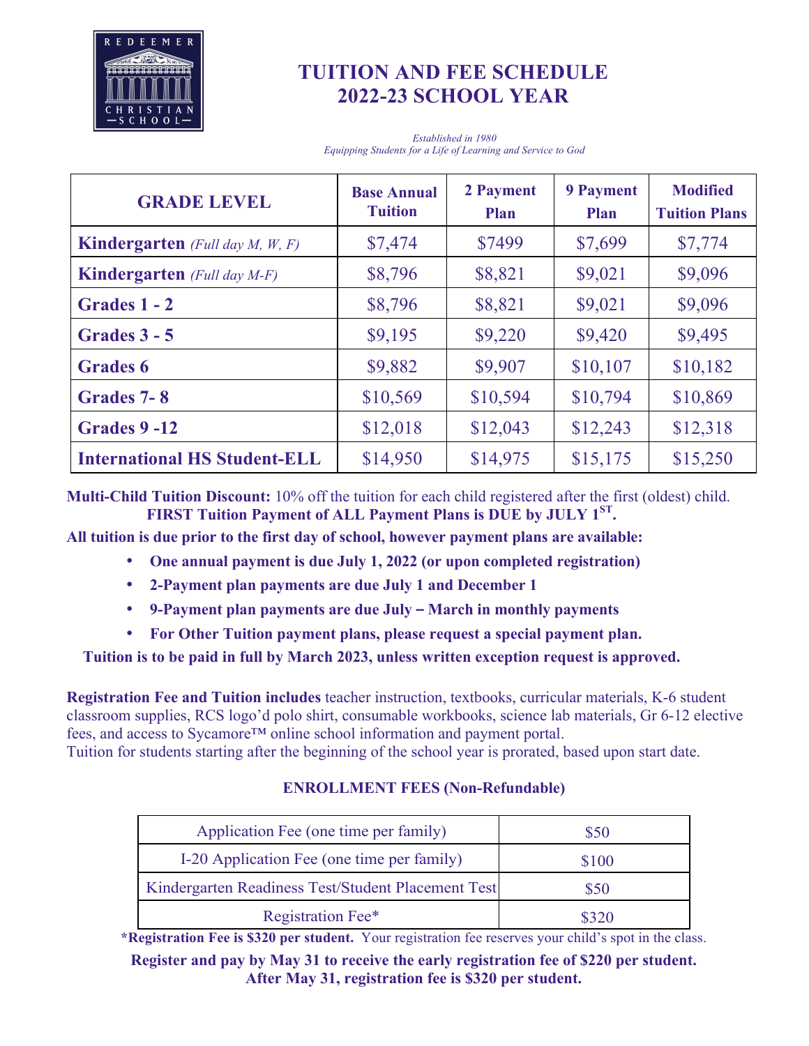# TUITION AND FEE SCHEDULE 2022-23 SCHOOL YEAR

*Established in 1980*
*Equipping Students for a Life of Learning and Service to God*

| GRADE LEVEL | Base Annual Tuition | 2 Payment Plan | 9 Payment Plan | Modified Tuition Plans |
|---|---|---|---|---|
| **Kindergarten** *(Full day M, W, F)* | $7,474 | $7499 | $7,699 | $7,774 |
| **Kindergarten** *(Full day M-F)* | $8,796 | $8,821 | $9,021 | $9,096 |
| **Grades 1 - 2** | $8,796 | $8,821 | $9,021 | $9,096 |
| **Grades 3 - 5** | $9,195 | $9,220 | $9,420 | $9,495 |
| **Grades 6** | $9,882 | $9,907 | $10,107 | $10,182 |
| **Grades 7- 8** | $10,569 | $10,594 | $10,794 | $10,869 |
| **Grades 9 -12** | $12,018 | $12,043 | $12,243 | $12,318 |
| **International HS Student-ELL** | $14,950 | $14,975 | $15,175 | $15,250 |

**Multi-Child Tuition Discount:** 10% off the tuition for each child registered after the first (oldest) child.

**FIRST Tuition Payment of ALL Payment Plans is DUE by JULY 1ST.**

**All tuition is due prior to the first day of school, however payment plans are available:**

- **One annual payment is due July 1, 2022 (or upon completed registration)**
- **2-Payment plan payments are due July 1 and December 1**
- **9-Payment plan payments are due July – March in monthly payments**
- **For Other Tuition payment plans, please request a special payment plan.**

**Tuition is to be paid in full by March 2023, unless written exception request is approved.**

**Registration Fee and Tuition includes** teacher instruction, textbooks, curricular materials, K-6 student classroom supplies, RCS logo'd polo shirt, consumable workbooks, science lab materials, Gr 6-12 elective fees, and access to Sycamore™ online school information and payment portal.
Tuition for students starting after the beginning of the school year is prorated, based upon start date.

## ENROLLMENT FEES (Non-Refundable)

| Fee | Amount |
|---|---|
| Application Fee (one time per family) | $50 |
| I-20 Application Fee (one time per family) | $100 |
| Kindergarten Readiness Test/Student Placement Test | $50 |
| Registration Fee* | $320 |

**\*Registration Fee is $320 per student.** Your registration fee reserves your child's spot in the class.

**Register and pay by May 31 to receive the early registration fee of $220 per student. After May 31, registration fee is $320 per student.**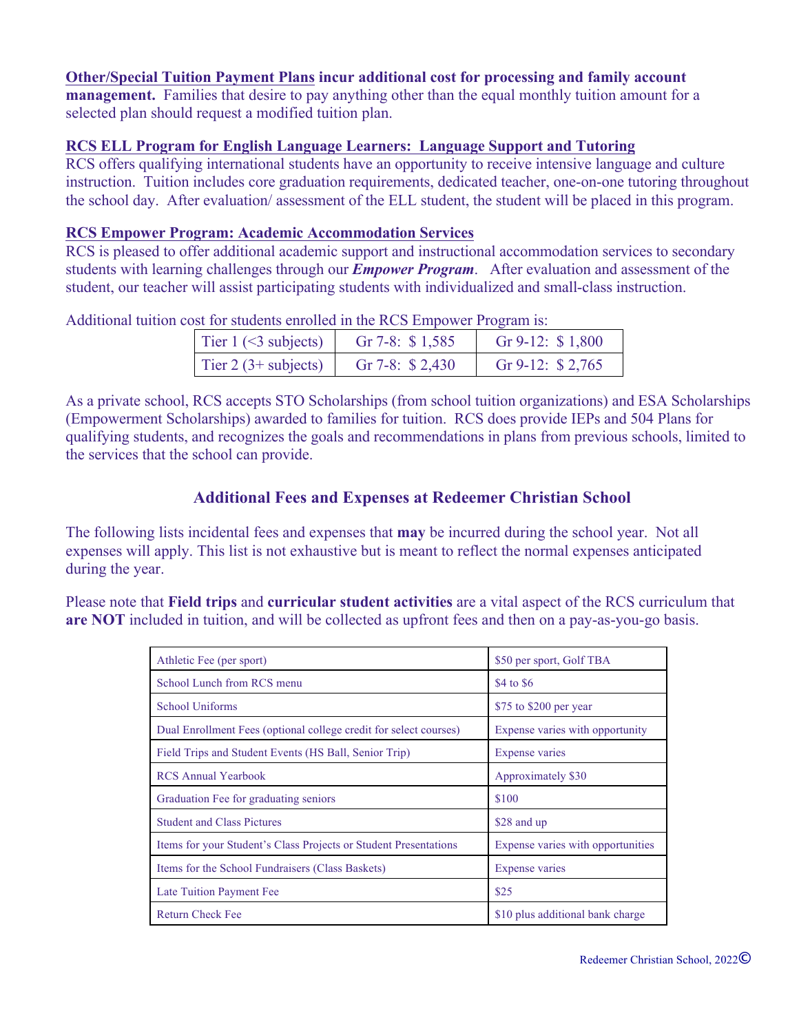**<u>Other/Special Tuition Payment Plans</u> incur additional cost for processing and family account management.** Families that desire to pay anything other than the equal monthly tuition amount for a selected plan should request a modified tuition plan.

**<u>RCS ELL Program for English Language Learners: Language Support and Tutoring</u>**

RCS offers qualifying international students have an opportunity to receive intensive language and culture instruction. Tuition includes core graduation requirements, dedicated teacher, one-on-one tutoring throughout the school day. After evaluation/ assessment of the ELL student, the student will be placed in this program.

**<u>RCS Empower Program: Academic Accommodation Services</u>**

RCS is pleased to offer additional academic support and instructional accommodation services to secondary students with learning challenges through our ***Empower Program***. After evaluation and assessment of the student, our teacher will assist participating students with individualized and small-class instruction.

Additional tuition cost for students enrolled in the RCS Empower Program is:

| | | |
|---|---|---|
| Tier 1 (<3 subjects) | Gr 7-8: $ 1,585 | Gr 9-12: $ 1,800 |
| Tier 2 (3+ subjects) | Gr 7-8: $ 2,430 | Gr 9-12: $ 2,765 |

As a private school, RCS accepts STO Scholarships (from school tuition organizations) and ESA Scholarships (Empowerment Scholarships) awarded to families for tuition. RCS does provide IEPs and 504 Plans for qualifying students, and recognizes the goals and recommendations in plans from previous schools, limited to the services that the school can provide.

## Additional Fees and Expenses at Redeemer Christian School

The following lists incidental fees and expenses that **may** be incurred during the school year. Not all expenses will apply. This list is not exhaustive but is meant to reflect the normal expenses anticipated during the year.

Please note that **Field trips** and **curricular student activities** are a vital aspect of the RCS curriculum that **are NOT** included in tuition, and will be collected as upfront fees and then on a pay-as-you-go basis.

| | |
|---|---|
| Athletic Fee (per sport) | $50 per sport, Golf TBA |
| School Lunch from RCS menu | $4 to $6 |
| School Uniforms | $75 to $200 per year |
| Dual Enrollment Fees (optional college credit for select courses) | Expense varies with opportunity |
| Field Trips and Student Events (HS Ball, Senior Trip) | Expense varies |
| RCS Annual Yearbook | Approximately $30 |
| Graduation Fee for graduating seniors | $100 |
| Student and Class Pictures | $28 and up |
| Items for your Student's Class Projects or Student Presentations | Expense varies with opportunities |
| Items for the School Fundraisers (Class Baskets) | Expense varies |
| Late Tuition Payment Fee | $25 |
| Return Check Fee | $10 plus additional bank charge |

Redeemer Christian School, 2022©